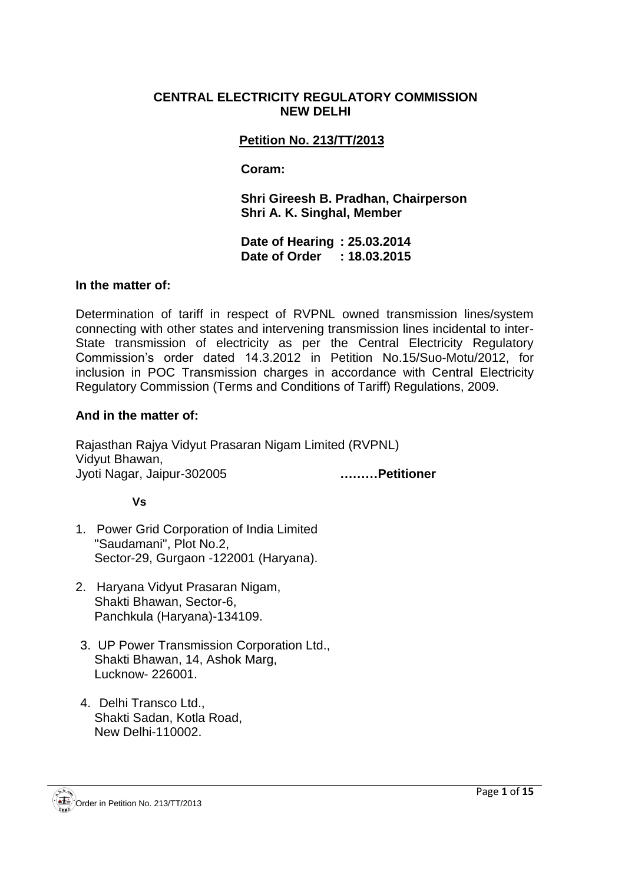**CENTRAL ELECTRICITY REGULATORY COMMISSION**
**NEW DELHI**

**Petition No. 213/TT/2013**

**Coram:**

**Shri Gireesh B. Pradhan, Chairperson**
**Shri A. K. Singhal, Member**

**Date of Hearing : 25.03.2014**
**Date of Order : 18.03.2015**

**In the matter of:**

Determination of tariff in respect of RVPNL owned transmission lines/system connecting with other states and intervening transmission lines incidental to inter-State transmission of electricity as per the Central Electricity Regulatory Commission's order dated 14.3.2012 in Petition No.15/Suo-Motu/2012, for inclusion in POC Transmission charges in accordance with Central Electricity Regulatory Commission (Terms and Conditions of Tariff) Regulations, 2009.

**And in the matter of:**

Rajasthan Rajya Vidyut Prasaran Nigam Limited (RVPNL)
Vidyut Bhawan,
Jyoti Nagar, Jaipur-302005 **………Petitioner**

**Vs**

1. Power Grid Corporation of India Limited
   "Saudamani", Plot No.2,
   Sector-29, Gurgaon -122001 (Haryana).

2. Haryana Vidyut Prasaran Nigam,
   Shakti Bhawan, Sector-6,
   Panchkula (Haryana)-134109.

3. UP Power Transmission Corporation Ltd.,
   Shakti Bhawan, 14, Ashok Marg,
   Lucknow- 226001.

4. Delhi Transco Ltd.,
   Shakti Sadan, Kotla Road,
   New Delhi-110002.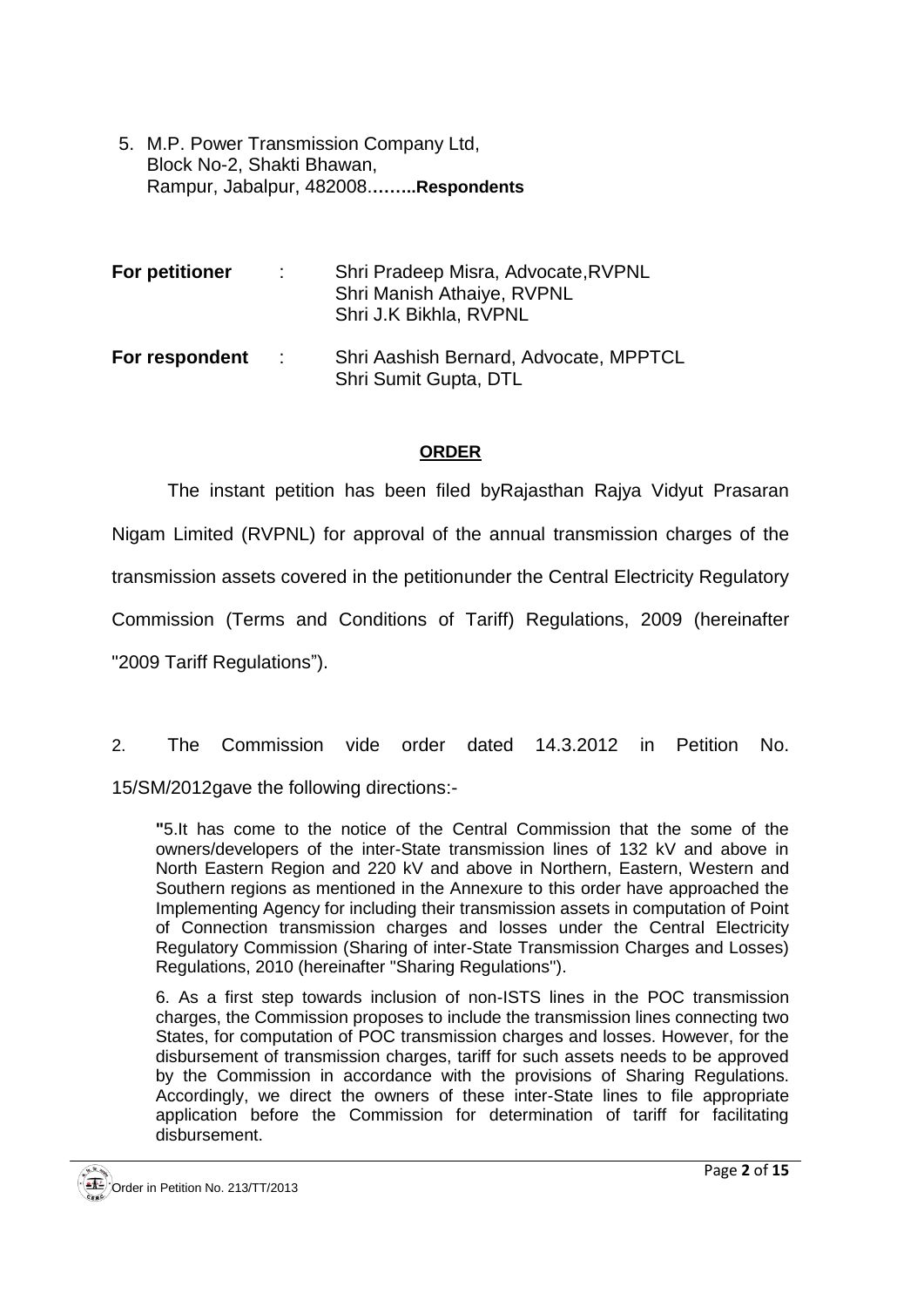5. M.P. Power Transmission Company Ltd,
   Block No-2, Shakti Bhawan,
   Rampur, Jabalpur, 482008……..**Respondents**

| | | |
|---|---|---|
| **For petitioner** | : | Shri Pradeep Misra, Advocate,RVPNL<br>Shri Manish Athaiye, RVPNL<br>Shri J.K Bikhla, RVPNL |
| **For respondent** | : | Shri Aashish Bernard, Advocate, MPPTCL<br>Shri Sumit Gupta, DTL |

## ORDER

The instant petition has been filed byRajasthan Rajya Vidyut Prasaran Nigam Limited (RVPNL) for approval of the annual transmission charges of the transmission assets covered in the petitionunder the Central Electricity Regulatory Commission (Terms and Conditions of Tariff) Regulations, 2009 (hereinafter "2009 Tariff Regulations").

2. The Commission vide order dated 14.3.2012 in Petition No. 15/SM/2012gave the following directions:-

> "5.It has come to the notice of the Central Commission that the some of the owners/developers of the inter-State transmission lines of 132 kV and above in North Eastern Region and 220 kV and above in Northern, Eastern, Western and Southern regions as mentioned in the Annexure to this order have approached the Implementing Agency for including their transmission assets in computation of Point of Connection transmission charges and losses under the Central Electricity Regulatory Commission (Sharing of inter-State Transmission Charges and Losses) Regulations, 2010 (hereinafter "Sharing Regulations").
>
> 6. As a first step towards inclusion of non-ISTS lines in the POC transmission charges, the Commission proposes to include the transmission lines connecting two States, for computation of POC transmission charges and losses. However, for the disbursement of transmission charges, tariff for such assets needs to be approved by the Commission in accordance with the provisions of Sharing Regulations. Accordingly, we direct the owners of these inter-State lines to file appropriate application before the Commission for determination of tariff for facilitating disbursement.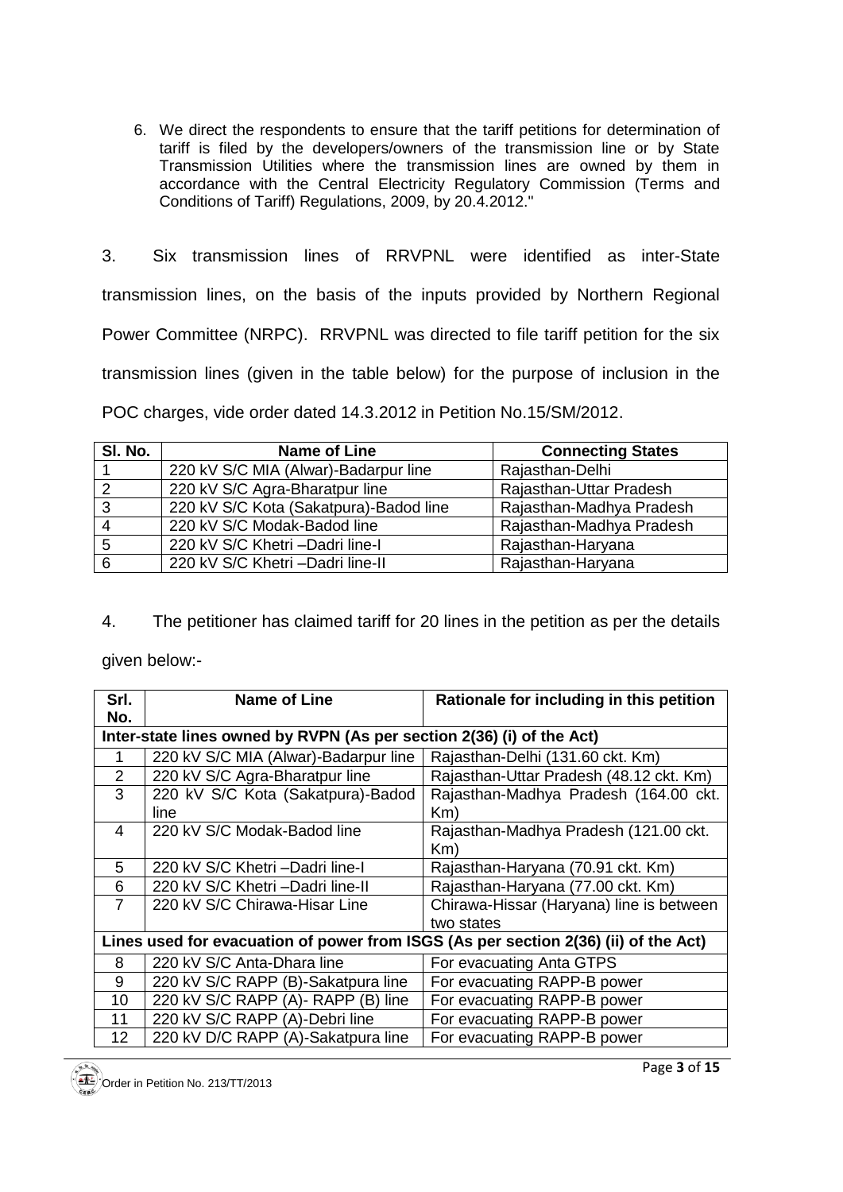6. We direct the respondents to ensure that the tariff petitions for determination of tariff is filed by the developers/owners of the transmission line or by State Transmission Utilities where the transmission lines are owned by them in accordance with the Central Electricity Regulatory Commission (Terms and Conditions of Tariff) Regulations, 2009, by 20.4.2012."

3. Six transmission lines of RRVPNL were identified as inter-State transmission lines, on the basis of the inputs provided by Northern Regional Power Committee (NRPC). RRVPNL was directed to file tariff petition for the six transmission lines (given in the table below) for the purpose of inclusion in the POC charges, vide order dated 14.3.2012 in Petition No.15/SM/2012.

| Sl. No. | Name of Line | Connecting States |
|---|---|---|
| 1 | 220 kV S/C MIA (Alwar)-Badarpur line | Rajasthan-Delhi |
| 2 | 220 kV S/C Agra-Bharatpur line | Rajasthan-Uttar Pradesh |
| 3 | 220 kV S/C Kota (Sakatpura)-Badod line | Rajasthan-Madhya Pradesh |
| 4 | 220 kV S/C Modak-Badod line | Rajasthan-Madhya Pradesh |
| 5 | 220 kV S/C Khetri –Dadri line-I | Rajasthan-Haryana |
| 6 | 220 kV S/C Khetri –Dadri line-II | Rajasthan-Haryana |

4. The petitioner has claimed tariff for 20 lines in the petition as per the details given below:-

| Srl. No. | Name of Line | Rationale for including in this petition |
|---|---|---|
| **Inter-state lines owned by RVPN (As per section 2(36) (i) of the Act)** | | |
| 1 | 220 kV S/C MIA (Alwar)-Badarpur line | Rajasthan-Delhi (131.60 ckt. Km) |
| 2 | 220 kV S/C Agra-Bharatpur line | Rajasthan-Uttar Pradesh (48.12 ckt. Km) |
| 3 | 220 kV S/C Kota (Sakatpura)-Badod line | Rajasthan-Madhya Pradesh (164.00 ckt. Km) |
| 4 | 220 kV S/C Modak-Badod line | Rajasthan-Madhya Pradesh (121.00 ckt. Km) |
| 5 | 220 kV S/C Khetri –Dadri line-I | Rajasthan-Haryana (70.91 ckt. Km) |
| 6 | 220 kV S/C Khetri –Dadri line-II | Rajasthan-Haryana (77.00 ckt. Km) |
| 7 | 220 kV S/C Chirawa-Hisar Line | Chirawa-Hissar (Haryana) line is between two states |
| **Lines used for evacuation of power from ISGS (As per section 2(36) (ii) of the Act)** | | |
| 8 | 220 kV S/C Anta-Dhara line | For evacuating Anta GTPS |
| 9 | 220 kV S/C RAPP (B)-Sakatpura line | For evacuating RAPP-B power |
| 10 | 220 kV S/C RAPP (A)- RAPP (B) line | For evacuating RAPP-B power |
| 11 | 220 kV S/C RAPP (A)-Debri line | For evacuating RAPP-B power |
| 12 | 220 kV D/C RAPP (A)-Sakatpura line | For evacuating RAPP-B power |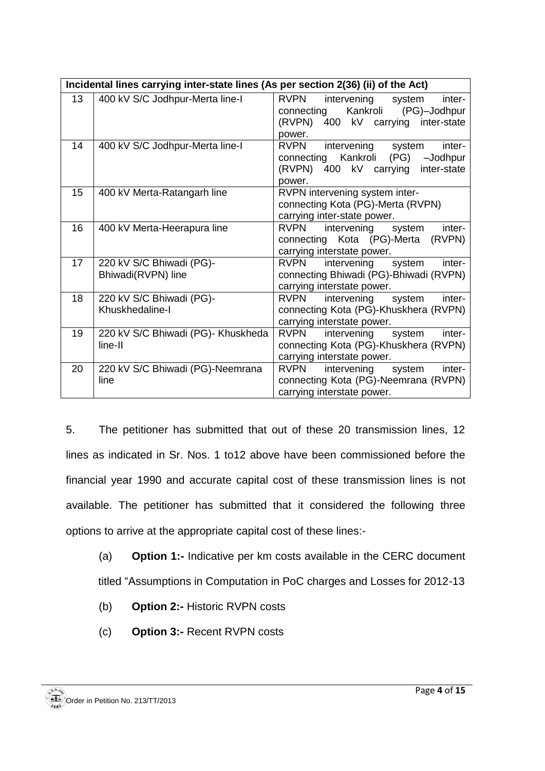| Incidental lines carrying inter-state lines (As per section 2(36) (ii) of the Act) | | |
|---|---|---|
| 13 | 400 kV S/C Jodhpur-Merta line-I | RVPN intervening system inter-connecting Kankroli (PG)–Jodhpur (RVPN) 400 kV carrying inter-state power. |
| 14 | 400 kV S/C Jodhpur-Merta line-I | RVPN intervening system inter-connecting Kankroli (PG) –Jodhpur (RVPN) 400 kV carrying inter-state power. |
| 15 | 400 kV Merta-Ratangarh line | RVPN intervening system inter-connecting Kota (PG)-Merta (RVPN) carrying inter-state power. |
| 16 | 400 kV Merta-Heerapura line | RVPN intervening system inter-connecting Kota (PG)-Merta (RVPN) carrying interstate power. |
| 17 | 220 kV S/C Bhiwadi (PG)-Bhiwadi(RVPN) line | RVPN intervening system inter-connecting Bhiwadi (PG)-Bhiwadi (RVPN) carrying interstate power. |
| 18 | 220 kV S/C Bhiwadi (PG)-Khuskhedaline-I | RVPN intervening system inter-connecting Kota (PG)-Khuskhera (RVPN) carrying interstate power. |
| 19 | 220 kV S/C Bhiwadi (PG)- Khuskheda line-II | RVPN intervening system inter-connecting Kota (PG)-Khuskhera (RVPN) carrying interstate power. |
| 20 | 220 kV S/C Bhiwadi (PG)-Neemrana line | RVPN intervening system inter-connecting Kota (PG)-Neemrana (RVPN) carrying interstate power. |

5. The petitioner has submitted that out of these 20 transmission lines, 12 lines as indicated in Sr. Nos. 1 to12 above have been commissioned before the financial year 1990 and accurate capital cost of these transmission lines is not available. The petitioner has submitted that it considered the following three options to arrive at the appropriate capital cost of these lines:-

(a) **Option 1:-** Indicative per km costs available in the CERC document titled "Assumptions in Computation in PoC charges and Losses for 2012-13

(b) **Option 2:-** Historic RVPN costs

(c) **Option 3:-** Recent RVPN costs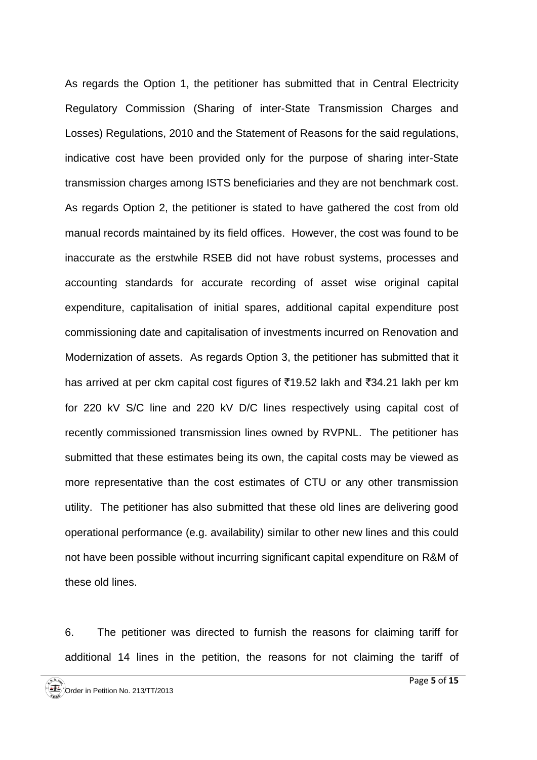As regards the Option 1, the petitioner has submitted that in Central Electricity Regulatory Commission (Sharing of inter-State Transmission Charges and Losses) Regulations, 2010 and the Statement of Reasons for the said regulations, indicative cost have been provided only for the purpose of sharing inter-State transmission charges among ISTS beneficiaries and they are not benchmark cost. As regards Option 2, the petitioner is stated to have gathered the cost from old manual records maintained by its field offices. However, the cost was found to be inaccurate as the erstwhile RSEB did not have robust systems, processes and accounting standards for accurate recording of asset wise original capital expenditure, capitalisation of initial spares, additional capital expenditure post commissioning date and capitalisation of investments incurred on Renovation and Modernization of assets. As regards Option 3, the petitioner has submitted that it has arrived at per ckm capital cost figures of ₹19.52 lakh and ₹34.21 lakh per km for 220 kV S/C line and 220 kV D/C lines respectively using capital cost of recently commissioned transmission lines owned by RVPNL. The petitioner has submitted that these estimates being its own, the capital costs may be viewed as more representative than the cost estimates of CTU or any other transmission utility. The petitioner has also submitted that these old lines are delivering good operational performance (e.g. availability) similar to other new lines and this could not have been possible without incurring significant capital expenditure on R&M of these old lines.

6. The petitioner was directed to furnish the reasons for claiming tariff for additional 14 lines in the petition, the reasons for not claiming the tariff of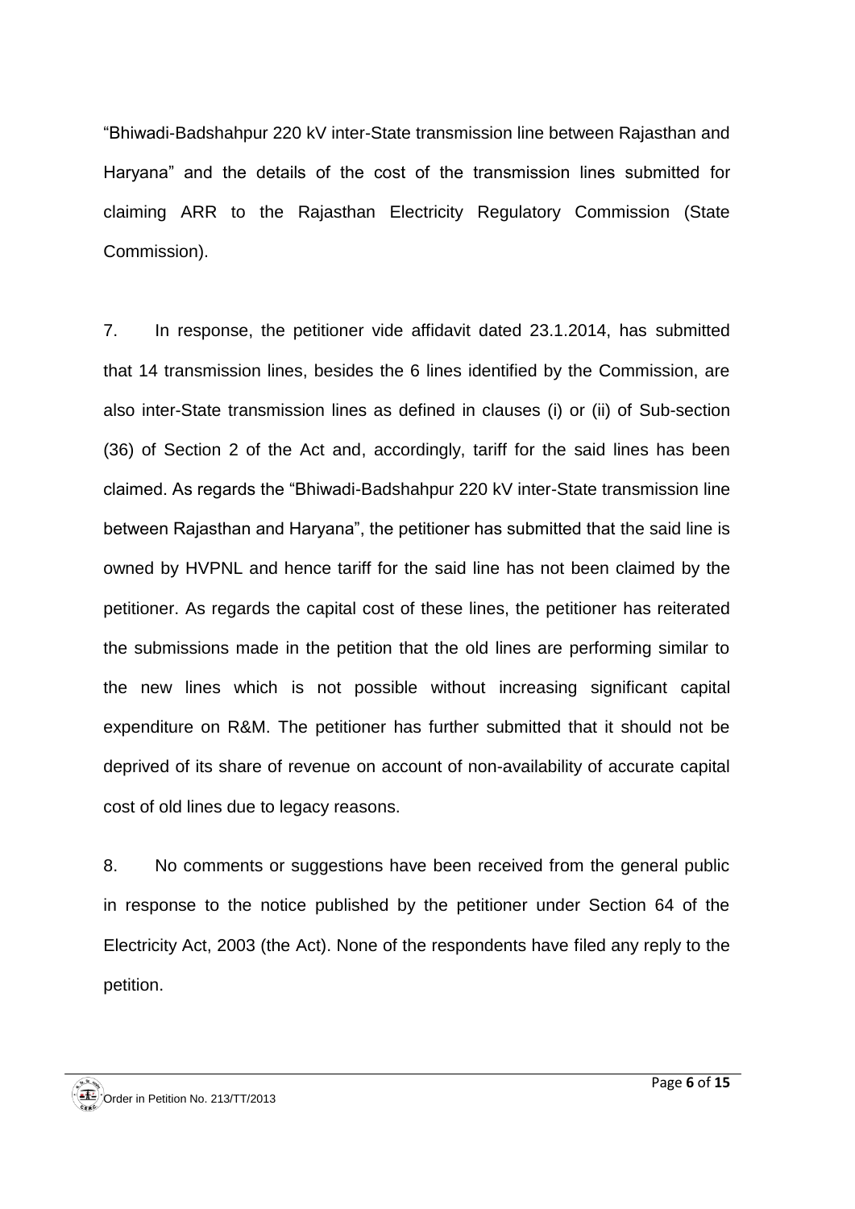"Bhiwadi-Badshahpur 220 kV inter-State transmission line between Rajasthan and Haryana" and the details of the cost of the transmission lines submitted for claiming ARR to the Rajasthan Electricity Regulatory Commission (State Commission).

7. In response, the petitioner vide affidavit dated 23.1.2014, has submitted that 14 transmission lines, besides the 6 lines identified by the Commission, are also inter-State transmission lines as defined in clauses (i) or (ii) of Sub-section (36) of Section 2 of the Act and, accordingly, tariff for the said lines has been claimed. As regards the "Bhiwadi-Badshahpur 220 kV inter-State transmission line between Rajasthan and Haryana", the petitioner has submitted that the said line is owned by HVPNL and hence tariff for the said line has not been claimed by the petitioner. As regards the capital cost of these lines, the petitioner has reiterated the submissions made in the petition that the old lines are performing similar to the new lines which is not possible without increasing significant capital expenditure on R&M. The petitioner has further submitted that it should not be deprived of its share of revenue on account of non-availability of accurate capital cost of old lines due to legacy reasons.

8. No comments or suggestions have been received from the general public in response to the notice published by the petitioner under Section 64 of the Electricity Act, 2003 (the Act). None of the respondents have filed any reply to the petition.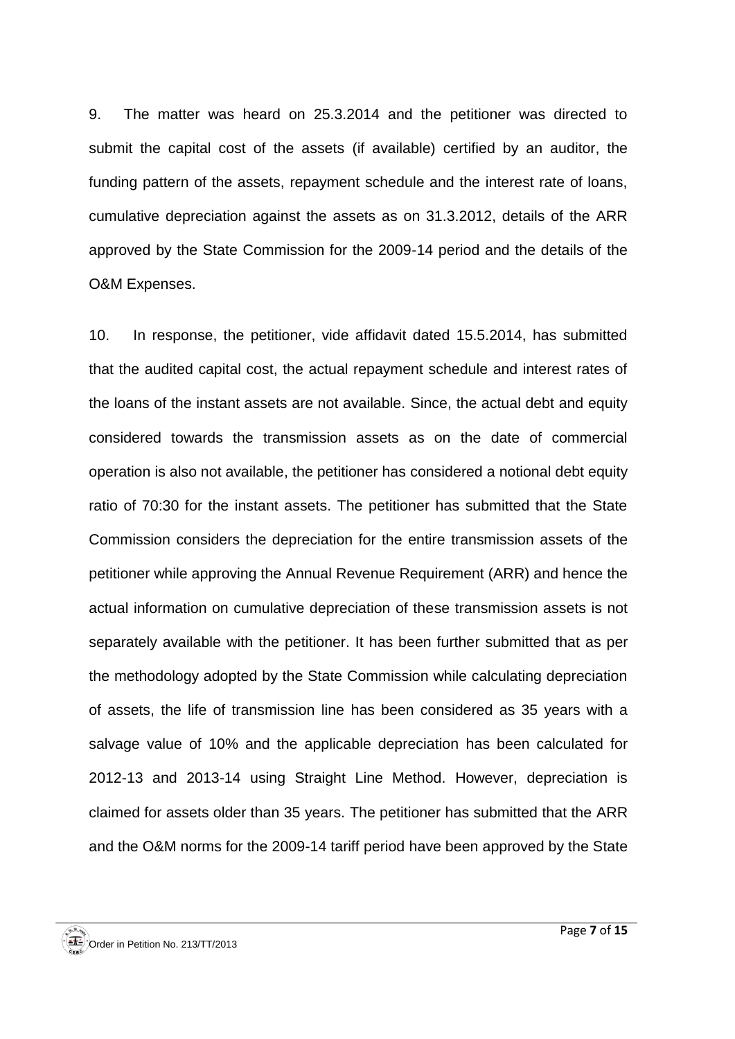9. The matter was heard on 25.3.2014 and the petitioner was directed to submit the capital cost of the assets (if available) certified by an auditor, the funding pattern of the assets, repayment schedule and the interest rate of loans, cumulative depreciation against the assets as on 31.3.2012, details of the ARR approved by the State Commission for the 2009-14 period and the details of the O&M Expenses.

10. In response, the petitioner, vide affidavit dated 15.5.2014, has submitted that the audited capital cost, the actual repayment schedule and interest rates of the loans of the instant assets are not available. Since, the actual debt and equity considered towards the transmission assets as on the date of commercial operation is also not available, the petitioner has considered a notional debt equity ratio of 70:30 for the instant assets. The petitioner has submitted that the State Commission considers the depreciation for the entire transmission assets of the petitioner while approving the Annual Revenue Requirement (ARR) and hence the actual information on cumulative depreciation of these transmission assets is not separately available with the petitioner. It has been further submitted that as per the methodology adopted by the State Commission while calculating depreciation of assets, the life of transmission line has been considered as 35 years with a salvage value of 10% and the applicable depreciation has been calculated for 2012-13 and 2013-14 using Straight Line Method. However, depreciation is claimed for assets older than 35 years. The petitioner has submitted that the ARR and the O&M norms for the 2009-14 tariff period have been approved by the State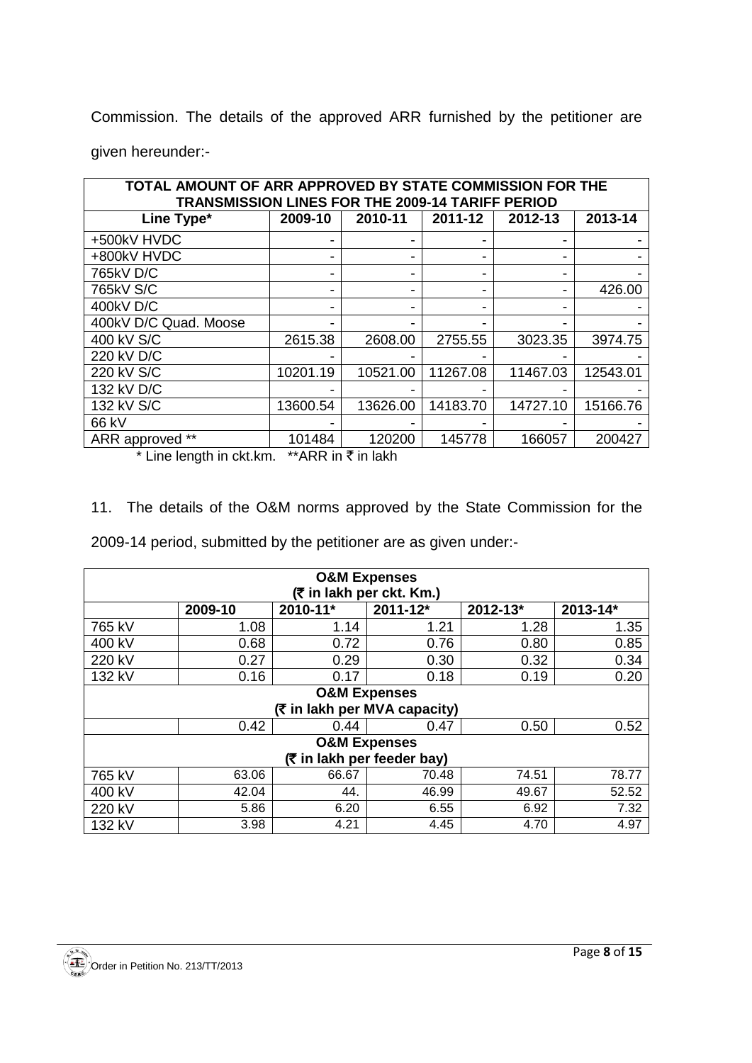Commission. The details of the approved ARR furnished by the petitioner are given hereunder:-

| TOTAL AMOUNT OF ARR APPROVED BY STATE COMMISSION FOR THE TRANSMISSION LINES FOR THE 2009-14 TARIFF PERIOD | | | | | |
|---|---|---|---|---|---|
| **Line Type*** | **2009-10** | **2010-11** | **2011-12** | **2012-13** | **2013-14** |
| +500kV HVDC | - | - | - | - | - |
| +800kV HVDC | - | - | - | - | - |
| 765kV D/C | - | - | - | - | - |
| 765kV S/C | - | - | - | - | 426.00 |
| 400kV D/C | - | - | - | - | - |
| 400kV D/C Quad. Moose | - | - | - | - | - |
| 400 kV S/C | 2615.38 | 2608.00 | 2755.55 | 3023.35 | 3974.75 |
| 220 kV D/C | - | - | - | - | - |
| 220 kV S/C | 10201.19 | 10521.00 | 11267.08 | 11467.03 | 12543.01 |
| 132 kV D/C | - | - | - | - | - |
| 132 kV S/C | 13600.54 | 13626.00 | 14183.70 | 14727.10 | 15166.76 |
| 66 kV | - | - | - | - | - |
| ARR approved ** | 101484 | 120200 | 145778 | 166057 | 200427 |

\* Line length in ckt.km. **ARR in ₹ in lakh

11. The details of the O&M norms approved by the State Commission for the 2009-14 period, submitted by the petitioner are as given under:-

| O&M Expenses (₹ in lakh per ckt. Km.) | | | | | |
|---|---|---|---|---|---|
| | **2009-10** | **2010-11*** | **2011-12*** | **2012-13*** | **2013-14*** |
| 765 kV | 1.08 | 1.14 | 1.21 | 1.28 | 1.35 |
| 400 kV | 0.68 | 0.72 | 0.76 | 0.80 | 0.85 |
| 220 kV | 0.27 | 0.29 | 0.30 | 0.32 | 0.34 |
| 132 kV | 0.16 | 0.17 | 0.18 | 0.19 | 0.20 |
| **O&M Expenses (₹ in lakh per MVA capacity)** | | | | | |
| | 0.42 | 0.44 | 0.47 | 0.50 | 0.52 |
| **O&M Expenses (₹ in lakh per feeder bay)** | | | | | |
| 765 kV | 63.06 | 66.67 | 70.48 | 74.51 | 78.77 |
| 400 kV | 42.04 | 44. | 46.99 | 49.67 | 52.52 |
| 220 kV | 5.86 | 6.20 | 6.55 | 6.92 | 7.32 |
| 132 kV | 3.98 | 4.21 | 4.45 | 4.70 | 4.97 |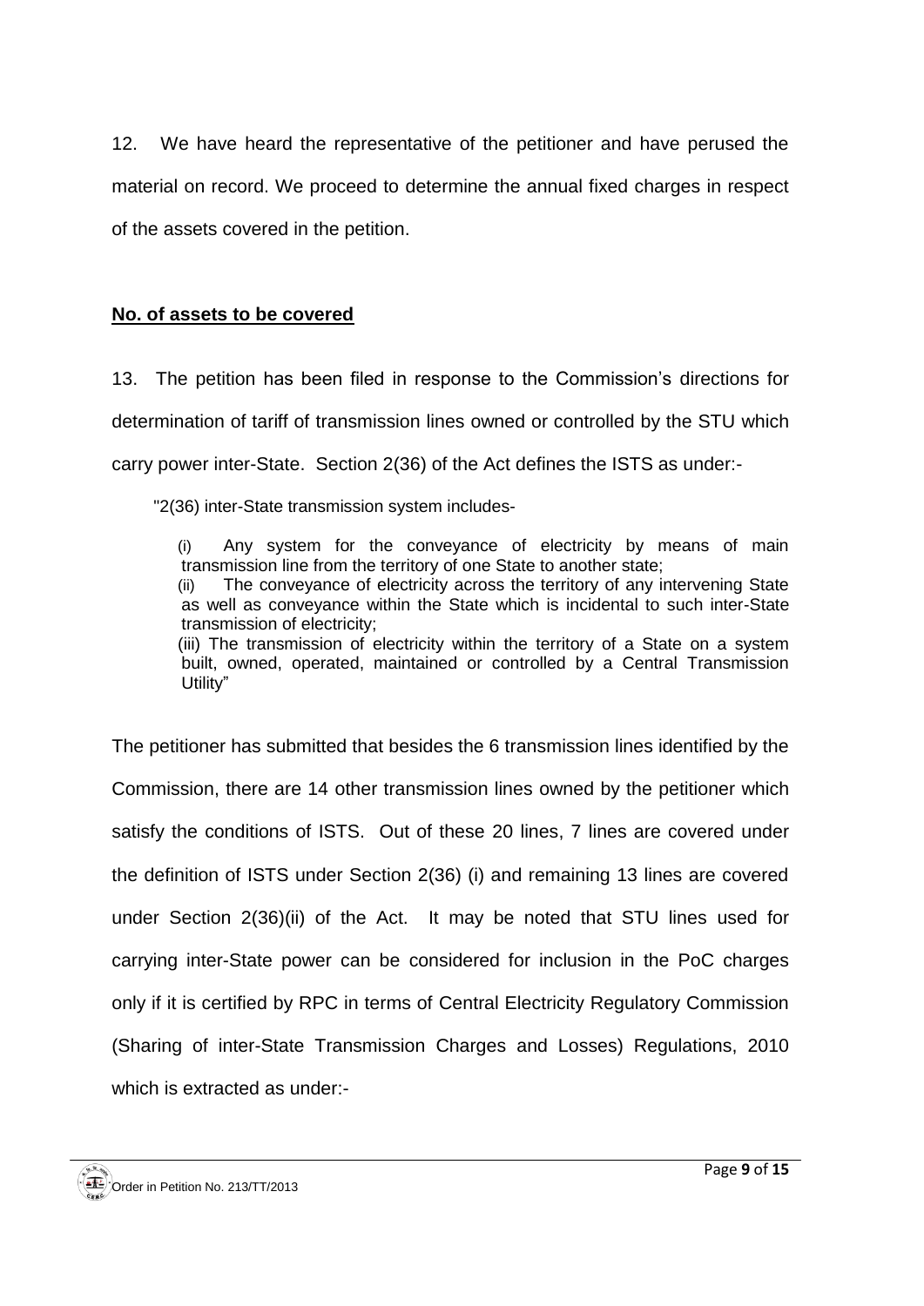12. We have heard the representative of the petitioner and have perused the material on record. We proceed to determine the annual fixed charges in respect of the assets covered in the petition.

**No. of assets to be covered**

13. The petition has been filed in response to the Commission's directions for determination of tariff of transmission lines owned or controlled by the STU which carry power inter-State. Section 2(36) of the Act defines the ISTS as under:-

> "2(36) inter-State transmission system includes-
>
> (i) Any system for the conveyance of electricity by means of main transmission line from the territory of one State to another state;
>
> (ii) The conveyance of electricity across the territory of any intervening State as well as conveyance within the State which is incidental to such inter-State transmission of electricity;
>
> (iii) The transmission of electricity within the territory of a State on a system built, owned, operated, maintained or controlled by a Central Transmission Utility"

The petitioner has submitted that besides the 6 transmission lines identified by the Commission, there are 14 other transmission lines owned by the petitioner which satisfy the conditions of ISTS. Out of these 20 lines, 7 lines are covered under the definition of ISTS under Section 2(36) (i) and remaining 13 lines are covered under Section 2(36)(ii) of the Act. It may be noted that STU lines used for carrying inter-State power can be considered for inclusion in the PoC charges only if it is certified by RPC in terms of Central Electricity Regulatory Commission (Sharing of inter-State Transmission Charges and Losses) Regulations, 2010 which is extracted as under:-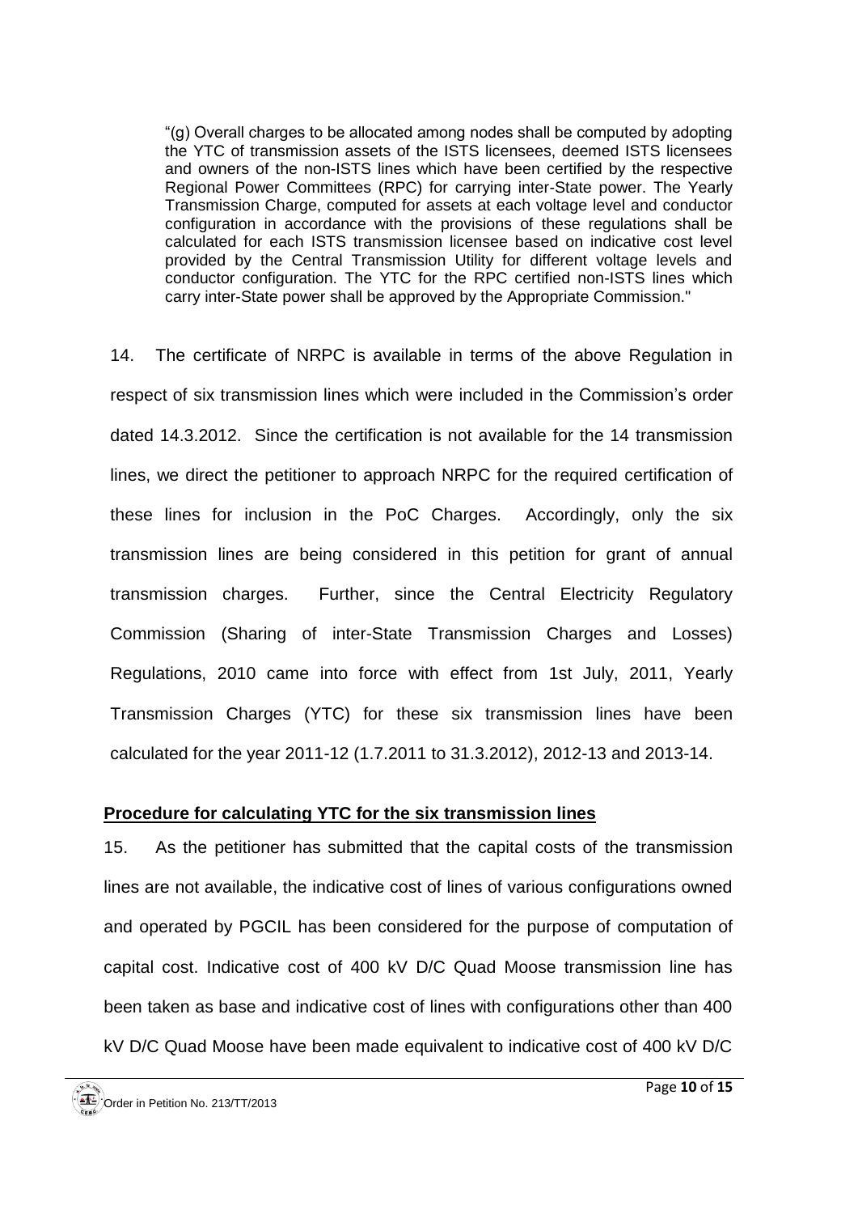> "(g) Overall charges to be allocated among nodes shall be computed by adopting the YTC of transmission assets of the ISTS licensees, deemed ISTS licensees and owners of the non-ISTS lines which have been certified by the respective Regional Power Committees (RPC) for carrying inter-State power. The Yearly Transmission Charge, computed for assets at each voltage level and conductor configuration in accordance with the provisions of these regulations shall be calculated for each ISTS transmission licensee based on indicative cost level provided by the Central Transmission Utility for different voltage levels and conductor configuration. The YTC for the RPC certified non-ISTS lines which carry inter-State power shall be approved by the Appropriate Commission."

14. The certificate of NRPC is available in terms of the above Regulation in respect of six transmission lines which were included in the Commission's order dated 14.3.2012. Since the certification is not available for the 14 transmission lines, we direct the petitioner to approach NRPC for the required certification of these lines for inclusion in the PoC Charges. Accordingly, only the six transmission lines are being considered in this petition for grant of annual transmission charges. Further, since the Central Electricity Regulatory Commission (Sharing of inter-State Transmission Charges and Losses) Regulations, 2010 came into force with effect from 1st July, 2011, Yearly Transmission Charges (YTC) for these six transmission lines have been calculated for the year 2011-12 (1.7.2011 to 31.3.2012), 2012-13 and 2013-14.

**Procedure for calculating YTC for the six transmission lines**

15. As the petitioner has submitted that the capital costs of the transmission lines are not available, the indicative cost of lines of various configurations owned and operated by PGCIL has been considered for the purpose of computation of capital cost. Indicative cost of 400 kV D/C Quad Moose transmission line has been taken as base and indicative cost of lines with configurations other than 400 kV D/C Quad Moose have been made equivalent to indicative cost of 400 kV D/C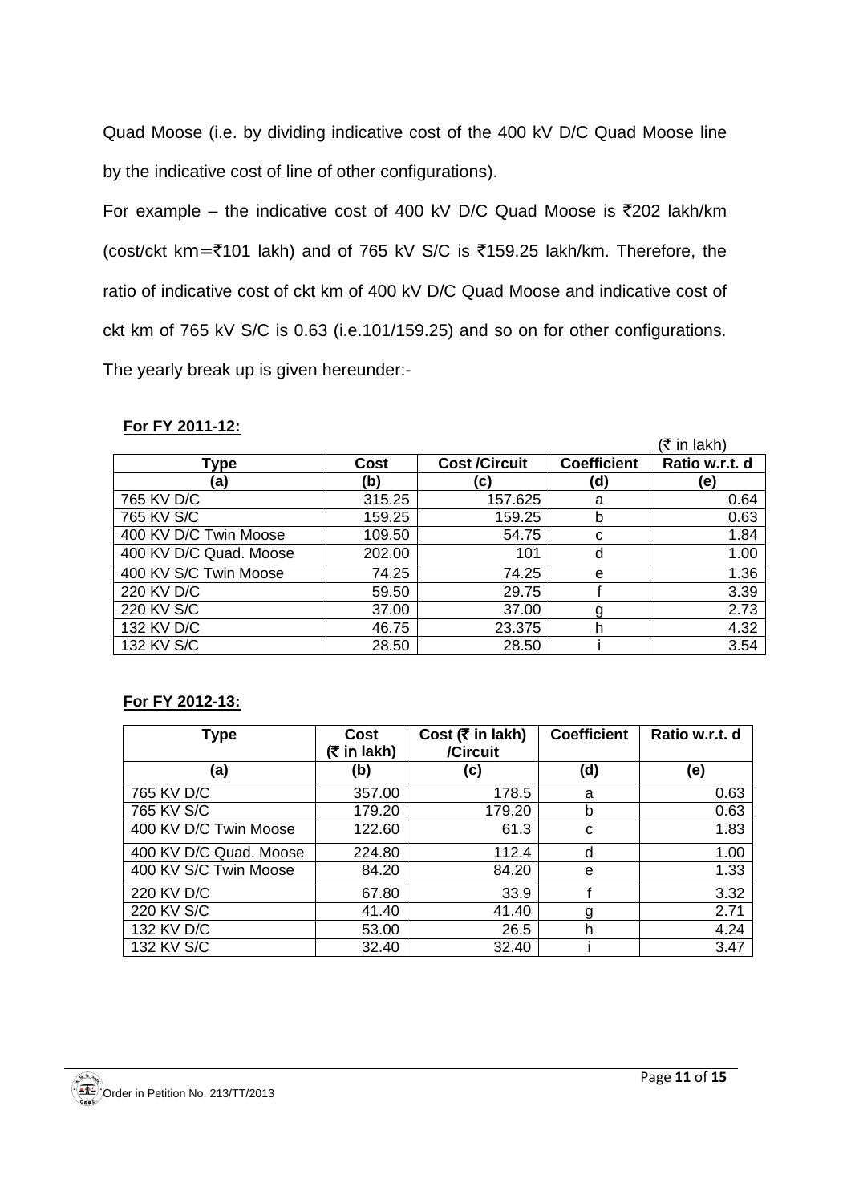Quad Moose (i.e. by dividing indicative cost of the 400 kV D/C Quad Moose line by the indicative cost of line of other configurations).

For example – the indicative cost of 400 kV D/C Quad Moose is ₹202 lakh/km (cost/ckt km=₹101 lakh) and of 765 kV S/C is ₹159.25 lakh/km. Therefore, the ratio of indicative cost of ckt km of 400 kV D/C Quad Moose and indicative cost of ckt km of 765 kV S/C is 0.63 (i.e.101/159.25) and so on for other configurations. The yearly break up is given hereunder:-

**For FY 2011-12:**

(₹ in lakh)

| Type | Cost | Cost /Circuit | Coefficient | Ratio w.r.t. d |
|---|---|---|---|---|
| (a) | (b) | (c) | (d) | (e) |
| 765 KV D/C | 315.25 | 157.625 | a | 0.64 |
| 765 KV S/C | 159.25 | 159.25 | b | 0.63 |
| 400 KV D/C Twin Moose | 109.50 | 54.75 | c | 1.84 |
| 400 KV D/C Quad. Moose | 202.00 | 101 | d | 1.00 |
| 400 KV S/C Twin Moose | 74.25 | 74.25 | e | 1.36 |
| 220 KV D/C | 59.50 | 29.75 | f | 3.39 |
| 220 KV S/C | 37.00 | 37.00 | g | 2.73 |
| 132 KV D/C | 46.75 | 23.375 | h | 4.32 |
| 132 KV S/C | 28.50 | 28.50 | i | 3.54 |

**For FY 2012-13:**

| Type | Cost (₹ in lakh) | Cost (₹ in lakh) /Circuit | Coefficient | Ratio w.r.t. d |
|---|---|---|---|---|
| (a) | (b) | (c) | (d) | (e) |
| 765 KV D/C | 357.00 | 178.5 | a | 0.63 |
| 765 KV S/C | 179.20 | 179.20 | b | 0.63 |
| 400 KV D/C Twin Moose | 122.60 | 61.3 | c | 1.83 |
| 400 KV D/C Quad. Moose | 224.80 | 112.4 | d | 1.00 |
| 400 KV S/C Twin Moose | 84.20 | 84.20 | e | 1.33 |
| 220 KV D/C | 67.80 | 33.9 | f | 3.32 |
| 220 KV S/C | 41.40 | 41.40 | g | 2.71 |
| 132 KV D/C | 53.00 | 26.5 | h | 4.24 |
| 132 KV S/C | 32.40 | 32.40 | i | 3.47 |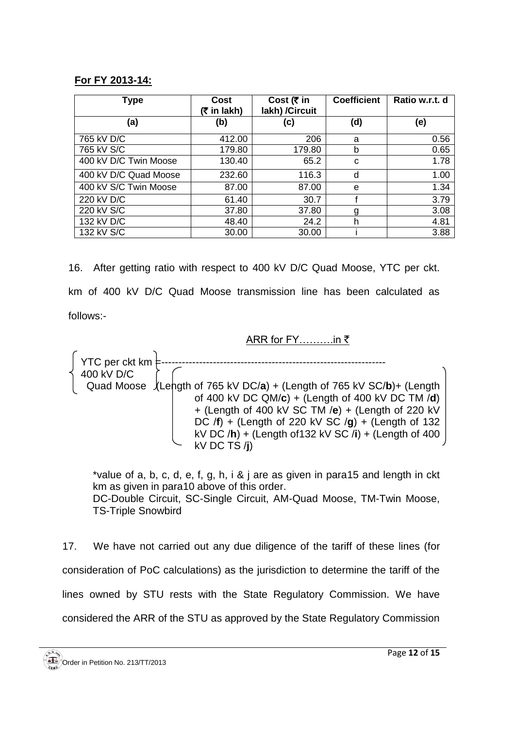**For FY 2013-14:**

| Type | Cost (₹ in lakh) | Cost (₹ in lakh) /Circuit | Coefficient | Ratio w.r.t. d |
|---|---|---|---|---|
| (a) | (b) | (c) | (d) | (e) |
| 765 kV D/C | 412.00 | 206 | a | 0.56 |
| 765 kV S/C | 179.80 | 179.80 | b | 0.65 |
| 400 kV D/C Twin Moose | 130.40 | 65.2 | c | 1.78 |
| 400 kV D/C Quad Moose | 232.60 | 116.3 | d | 1.00 |
| 400 kV S/C Twin Moose | 87.00 | 87.00 | e | 1.34 |
| 220 kV D/C | 61.40 | 30.7 | f | 3.79 |
| 220 kV S/C | 37.80 | 37.80 | g | 3.08 |
| 132 kV D/C | 48.40 | 24.2 | h | 4.81 |
| 132 kV S/C | 30.00 | 30.00 | i | 3.88 |

16. After getting ratio with respect to 400 kV D/C Quad Moose, YTC per ckt. km of 400 kV D/C Quad Moose transmission line has been calculated as follows:-

$$\text{YTC per ckt km 400 kV D/C Quad Moose} = \frac{\text{ARR for FY.......... in ₹}}{\left(\begin{array}{l}\text{(Length of 765 kV DC/}\mathbf{a}\text{) + (Length of 765 kV SC/}\mathbf{b}\text{)+ (Length of 400 kV DC QM/}\mathbf{c}\text{) + (Length of 400 kV DC TM /}\mathbf{d}\text{)} \\ \text{+ (Length of 400 kV SC TM /}\mathbf{e}\text{) + (Length of 220 kV DC /}\mathbf{f}\text{) + (Length of 220 kV SC /}\mathbf{g}\text{) + (Length of 132} \\ \text{kV DC /}\mathbf{h}\text{) + (Length of132 kV SC /}\mathbf{i}\text{) + (Length of 400 kV DC TS /}\mathbf{j}\text{)}\end{array}\right)}$$

*value of a, b, c, d, e, f, g, h, i & j are as given in para15 and length in ckt km as given in para10 above of this order.
DC-Double Circuit, SC-Single Circuit, AM-Quad Moose, TM-Twin Moose, TS-Triple Snowbird

17. We have not carried out any due diligence of the tariff of these lines (for consideration of PoC calculations) as the jurisdiction to determine the tariff of the lines owned by STU rests with the State Regulatory Commission. We have considered the ARR of the STU as approved by the State Regulatory Commission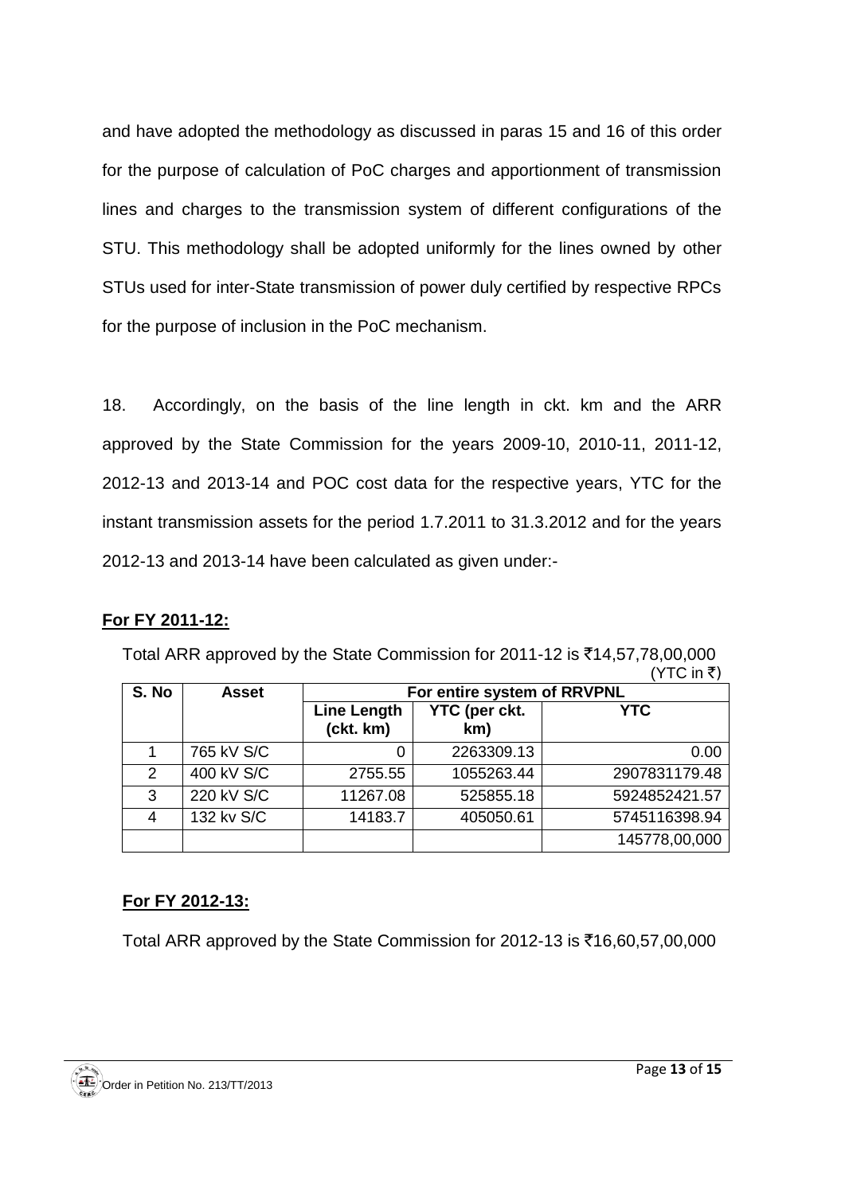and have adopted the methodology as discussed in paras 15 and 16 of this order for the purpose of calculation of PoC charges and apportionment of transmission lines and charges to the transmission system of different configurations of the STU. This methodology shall be adopted uniformly for the lines owned by other STUs used for inter-State transmission of power duly certified by respective RPCs for the purpose of inclusion in the PoC mechanism.

18. Accordingly, on the basis of the line length in ckt. km and the ARR approved by the State Commission for the years 2009-10, 2010-11, 2011-12, 2012-13 and 2013-14 and POC cost data for the respective years, YTC for the instant transmission assets for the period 1.7.2011 to 31.3.2012 and for the years 2012-13 and 2013-14 have been calculated as given under:-

**<u>For FY 2011-12:</u>**

Total ARR approved by the State Commission for 2011-12 is ₹14,57,78,00,000

(YTC in ₹)

| S. No | Asset | For entire system of RRVPNL | | |
|---|---|---|---|---|
| | | Line Length (ckt. km) | YTC (per ckt. km) | YTC |
| 1 | 765 kV S/C | 0 | 2263309.13 | 0.00 |
| 2 | 400 kV S/C | 2755.55 | 1055263.44 | 2907831179.48 |
| 3 | 220 kV S/C | 11267.08 | 525855.18 | 5924852421.57 |
| 4 | 132 kv S/C | 14183.7 | 405050.61 | 5745116398.94 |
| | | | | 145778,00,000 |

**<u>For FY 2012-13:</u>**

Total ARR approved by the State Commission for 2012-13 is ₹16,60,57,00,000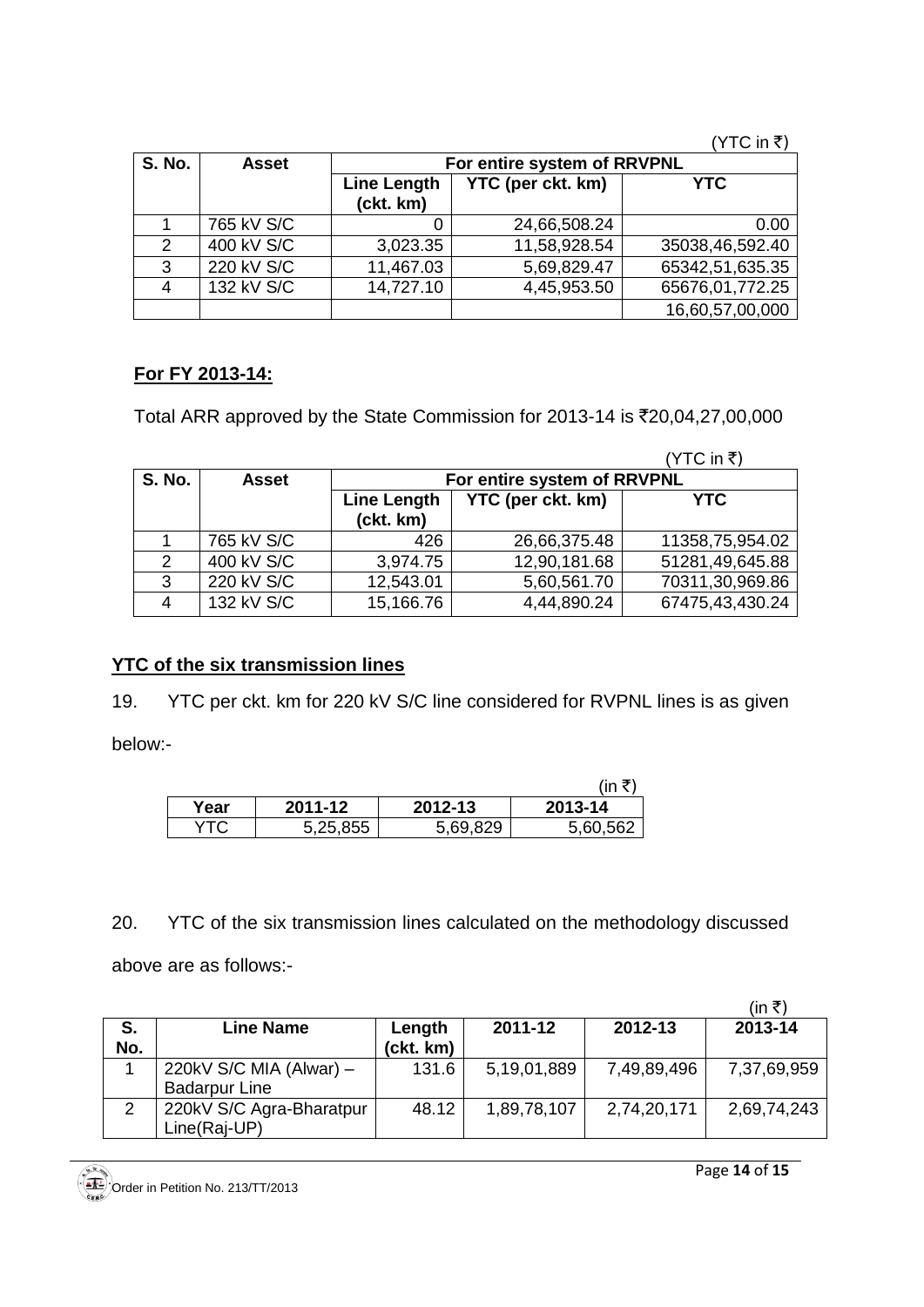(YTC in ₹)

| S. No. | Asset | For entire system of RRVPNL | | |
|---|---|---|---|---|
| | | Line Length (ckt. km) | YTC (per ckt. km) | YTC |
| 1 | 765 kV S/C | 0 | 24,66,508.24 | 0.00 |
| 2 | 400 kV S/C | 3,023.35 | 11,58,928.54 | 35038,46,592.40 |
| 3 | 220 kV S/C | 11,467.03 | 5,69,829.47 | 65342,51,635.35 |
| 4 | 132 kV S/C | 14,727.10 | 4,45,953.50 | 65676,01,772.25 |
| | | | | 16,60,57,00,000 |

## For FY 2013-14:

Total ARR approved by the State Commission for 2013-14 is ₹20,04,27,00,000

(YTC in ₹)

| S. No. | Asset | For entire system of RRVPNL | | |
|---|---|---|---|---|
| | | Line Length (ckt. km) | YTC (per ckt. km) | YTC |
| 1 | 765 kV S/C | 426 | 26,66,375.48 | 11358,75,954.02 |
| 2 | 400 kV S/C | 3,974.75 | 12,90,181.68 | 51281,49,645.88 |
| 3 | 220 kV S/C | 12,543.01 | 5,60,561.70 | 70311,30,969.86 |
| 4 | 132 kV S/C | 15,166.76 | 4,44,890.24 | 67475,43,430.24 |

## YTC of the six transmission lines

19. YTC per ckt. km for 220 kV S/C line considered for RVPNL lines is as given below:-

(in ₹)

| Year | 2011-12 | 2012-13 | 2013-14 |
|---|---|---|---|
| YTC | 5,25,855 | 5,69,829 | 5,60,562 |

20. YTC of the six transmission lines calculated on the methodology discussed above are as follows:-

(in ₹)

| S. No. | Line Name | Length (ckt. km) | 2011-12 | 2012-13 | 2013-14 |
|---|---|---|---|---|---|
| 1 | 220kV S/C MIA (Alwar) – Badarpur Line | 131.6 | 5,19,01,889 | 7,49,89,496 | 7,37,69,959 |
| 2 | 220kV S/C Agra-Bharatpur Line(Raj-UP) | 48.12 | 1,89,78,107 | 2,74,20,171 | 2,69,74,243 |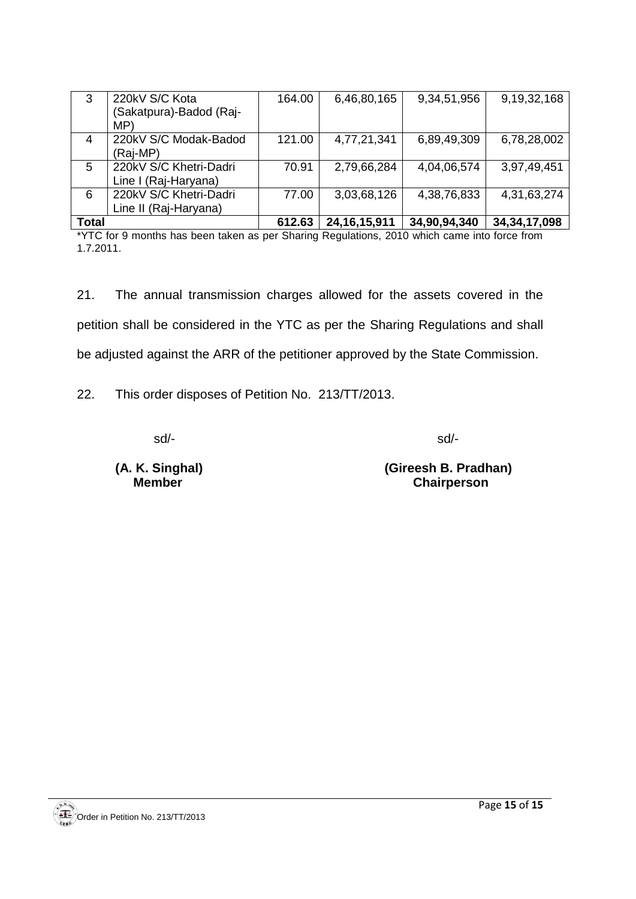| | | | | | |
|---|---|---|---|---|---|
| 3 | 220kV S/C Kota (Sakatpura)-Badod (Raj-MP) | 164.00 | 6,46,80,165 | 9,34,51,956 | 9,19,32,168 |
| 4 | 220kV S/C Modak-Badod (Raj-MP) | 121.00 | 4,77,21,341 | 6,89,49,309 | 6,78,28,002 |
| 5 | 220kV S/C Khetri-Dadri Line I (Raj-Haryana) | 70.91 | 2,79,66,284 | 4,04,06,574 | 3,97,49,451 |
| 6 | 220kV S/C Khetri-Dadri Line II (Raj-Haryana) | 77.00 | 3,03,68,126 | 4,38,76,833 | 4,31,63,274 |
| **Total** | | **612.63** | **24,16,15,911** | **34,90,94,340** | **34,34,17,098** |

*YTC for 9 months has been taken as per Sharing Regulations, 2010 which came into force from 1.7.2011.

21. The annual transmission charges allowed for the assets covered in the petition shall be considered in the YTC as per the Sharing Regulations and shall be adjusted against the ARR of the petitioner approved by the State Commission.

22. This order disposes of Petition No. 213/TT/2013.

sd/-

**(A. K. Singhal)**
**Member**

sd/-

**(Gireesh B. Pradhan)**
**Chairperson**